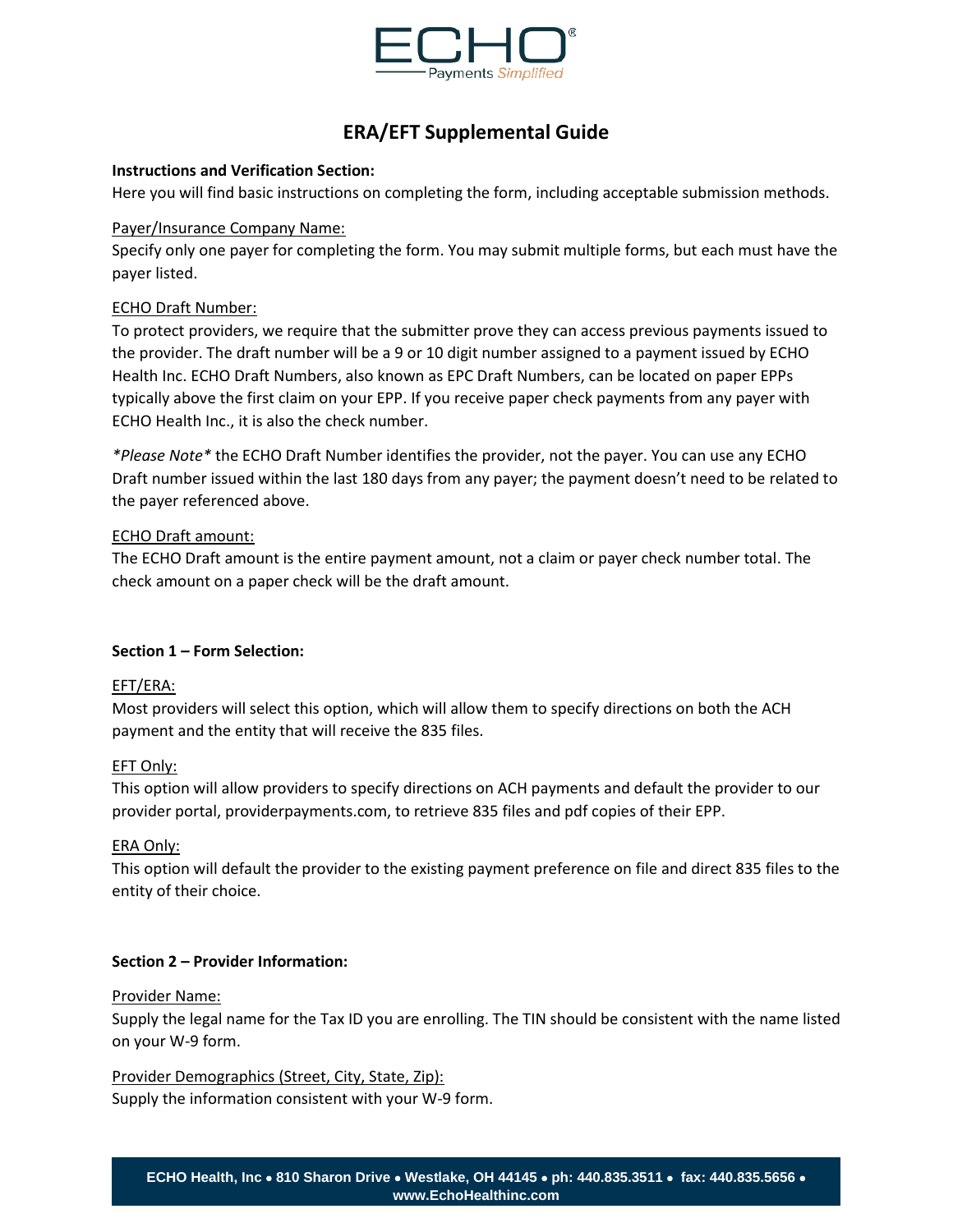# ERA/EFT Supplemental Guide

**Instructions and Verification Section:**

Here you will find basic instructions on completing the form, including acceptable submission methods.

<u>Payer/Insurance Company Name:</u>

Specify only one payer for completing the form. You may submit multiple forms, but each must have the payer listed.

<u>ECHO Draft Number:</u>

To protect providers, we require that the submitter prove they can access previous payments issued to the provider. The draft number will be a 9 or 10 digit number assigned to a payment issued by ECHO Health Inc. ECHO Draft Numbers, also known as EPC Draft Numbers, can be located on paper EPPs typically above the first claim on your EPP. If you receive paper check payments from any payer with ECHO Health Inc., it is also the check number.

*\*Please Note\** the ECHO Draft Number identifies the provider, not the payer. You can use any ECHO Draft number issued within the last 180 days from any payer; the payment doesn't need to be related to the payer referenced above.

<u>ECHO Draft amount:</u>

The ECHO Draft amount is the entire payment amount, not a claim or payer check number total. The check amount on a paper check will be the draft amount.

**Section 1 – Form Selection:**

<u>EFT/ERA:</u>

Most providers will select this option, which will allow them to specify directions on both the ACH payment and the entity that will receive the 835 files.

<u>EFT Only:</u>

This option will allow providers to specify directions on ACH payments and default the provider to our provider portal, providerpayments.com, to retrieve 835 files and pdf copies of their EPP.

<u>ERA Only:</u>

This option will default the provider to the existing payment preference on file and direct 835 files to the entity of their choice.

**Section 2 – Provider Information:**

<u>Provider Name:</u>

Supply the legal name for the Tax ID you are enrolling. The TIN should be consistent with the name listed on your W-9 form.

<u>Provider Demographics (Street, City, State, Zip):</u>

Supply the information consistent with your W-9 form.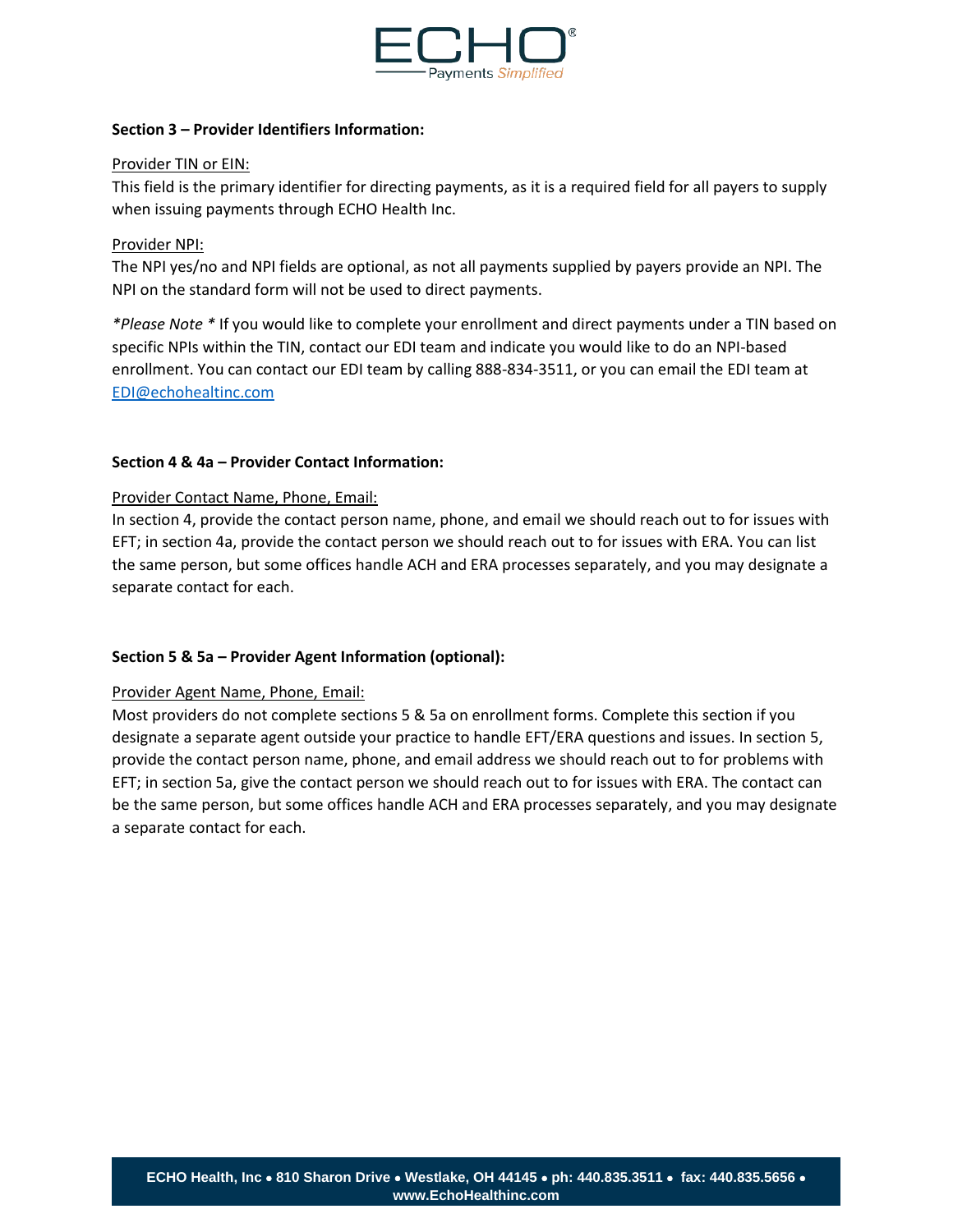### Section 3 – Provider Identifiers Information:

Provider TIN or EIN:

This field is the primary identifier for directing payments, as it is a required field for all payers to supply when issuing payments through ECHO Health Inc.

Provider NPI:

The NPI yes/no and NPI fields are optional, as not all payments supplied by payers provide an NPI. The NPI on the standard form will not be used to direct payments.

*\*Please Note \** If you would like to complete your enrollment and direct payments under a TIN based on specific NPIs within the TIN, contact our EDI team and indicate you would like to do an NPI-based enrollment. You can contact our EDI team by calling 888-834-3511, or you can email the EDI team at EDI@echohealtinc.com

### Section 4 & 4a – Provider Contact Information:

Provider Contact Name, Phone, Email:

In section 4, provide the contact person name, phone, and email we should reach out to for issues with EFT; in section 4a, provide the contact person we should reach out to for issues with ERA. You can list the same person, but some offices handle ACH and ERA processes separately, and you may designate a separate contact for each.

### Section 5 & 5a – Provider Agent Information (optional):

Provider Agent Name, Phone, Email:

Most providers do not complete sections 5 & 5a on enrollment forms. Complete this section if you designate a separate agent outside your practice to handle EFT/ERA questions and issues. In section 5, provide the contact person name, phone, and email address we should reach out to for problems with EFT; in section 5a, give the contact person we should reach out to for issues with ERA. The contact can be the same person, but some offices handle ACH and ERA processes separately, and you may designate a separate contact for each.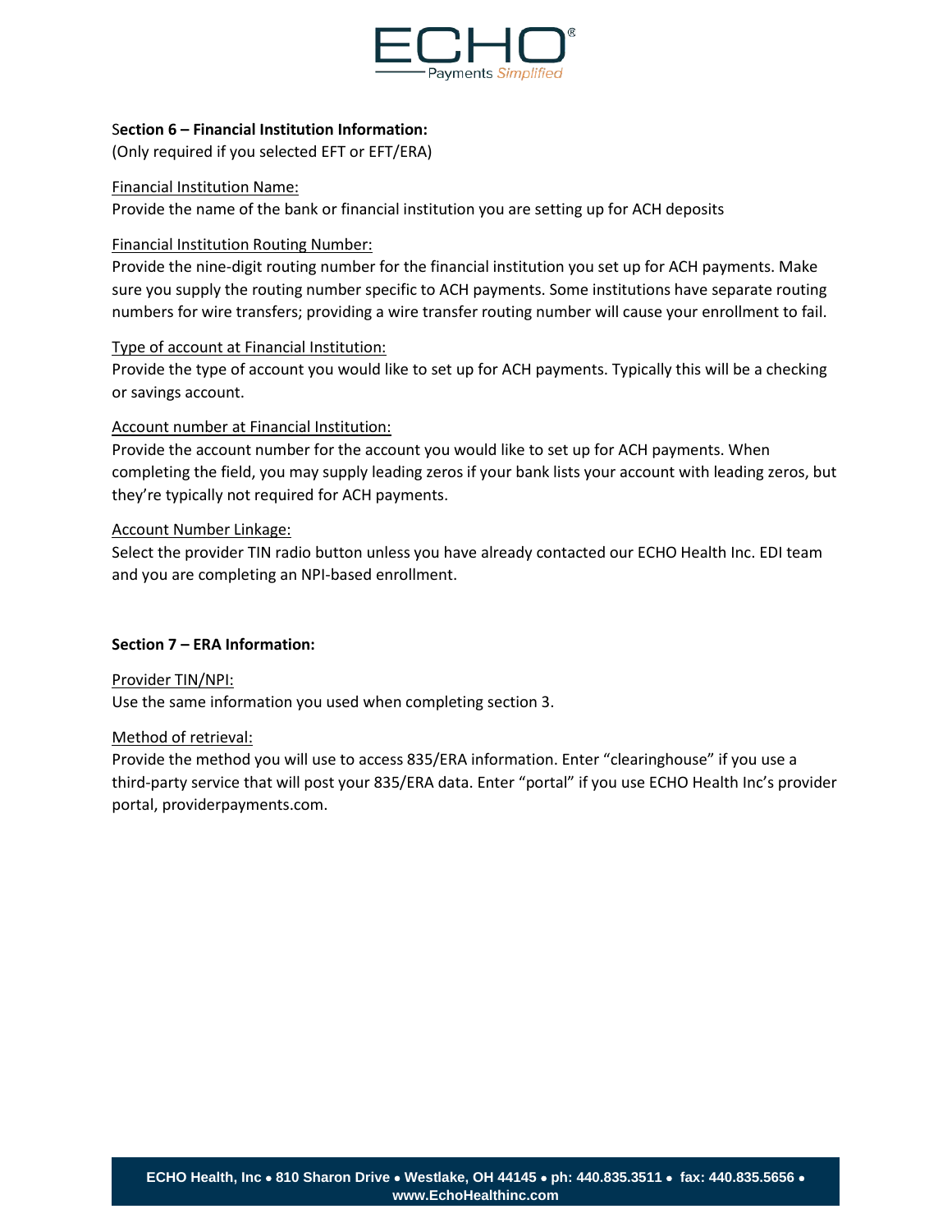**Section 6 – Financial Institution Information:**
(Only required if you selected EFT or EFT/ERA)

Financial Institution Name:
Provide the name of the bank or financial institution you are setting up for ACH deposits

Financial Institution Routing Number:
Provide the nine-digit routing number for the financial institution you set up for ACH payments. Make sure you supply the routing number specific to ACH payments. Some institutions have separate routing numbers for wire transfers; providing a wire transfer routing number will cause your enrollment to fail.

Type of account at Financial Institution:
Provide the type of account you would like to set up for ACH payments. Typically this will be a checking or savings account.

Account number at Financial Institution:
Provide the account number for the account you would like to set up for ACH payments. When completing the field, you may supply leading zeros if your bank lists your account with leading zeros, but they're typically not required for ACH payments.

Account Number Linkage:
Select the provider TIN radio button unless you have already contacted our ECHO Health Inc. EDI team and you are completing an NPI-based enrollment.

**Section 7 – ERA Information:**

Provider TIN/NPI:
Use the same information you used when completing section 3.

Method of retrieval:
Provide the method you will use to access 835/ERA information. Enter "clearinghouse" if you use a third-party service that will post your 835/ERA data. Enter "portal" if you use ECHO Health Inc's provider portal, providerpayments.com.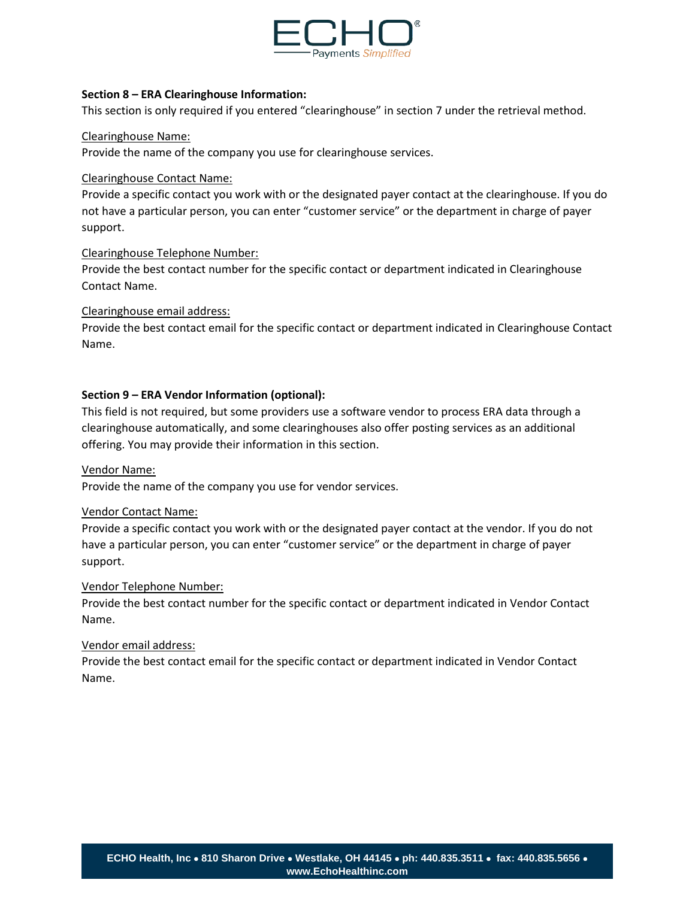## Section 8 – ERA Clearinghouse Information:

This section is only required if you entered "clearinghouse" in section 7 under the retrieval method.

Clearinghouse Name:

Provide the name of the company you use for clearinghouse services.

Clearinghouse Contact Name:

Provide a specific contact you work with or the designated payer contact at the clearinghouse. If you do not have a particular person, you can enter "customer service" or the department in charge of payer support.

Clearinghouse Telephone Number:

Provide the best contact number for the specific contact or department indicated in Clearinghouse Contact Name.

Clearinghouse email address:

Provide the best contact email for the specific contact or department indicated in Clearinghouse Contact Name.

## Section 9 – ERA Vendor Information (optional):

This field is not required, but some providers use a software vendor to process ERA data through a clearinghouse automatically, and some clearinghouses also offer posting services as an additional offering. You may provide their information in this section.

Vendor Name:

Provide the name of the company you use for vendor services.

Vendor Contact Name:

Provide a specific contact you work with or the designated payer contact at the vendor. If you do not have a particular person, you can enter "customer service" or the department in charge of payer support.

Vendor Telephone Number:

Provide the best contact number for the specific contact or department indicated in Vendor Contact Name.

Vendor email address:

Provide the best contact email for the specific contact or department indicated in Vendor Contact Name.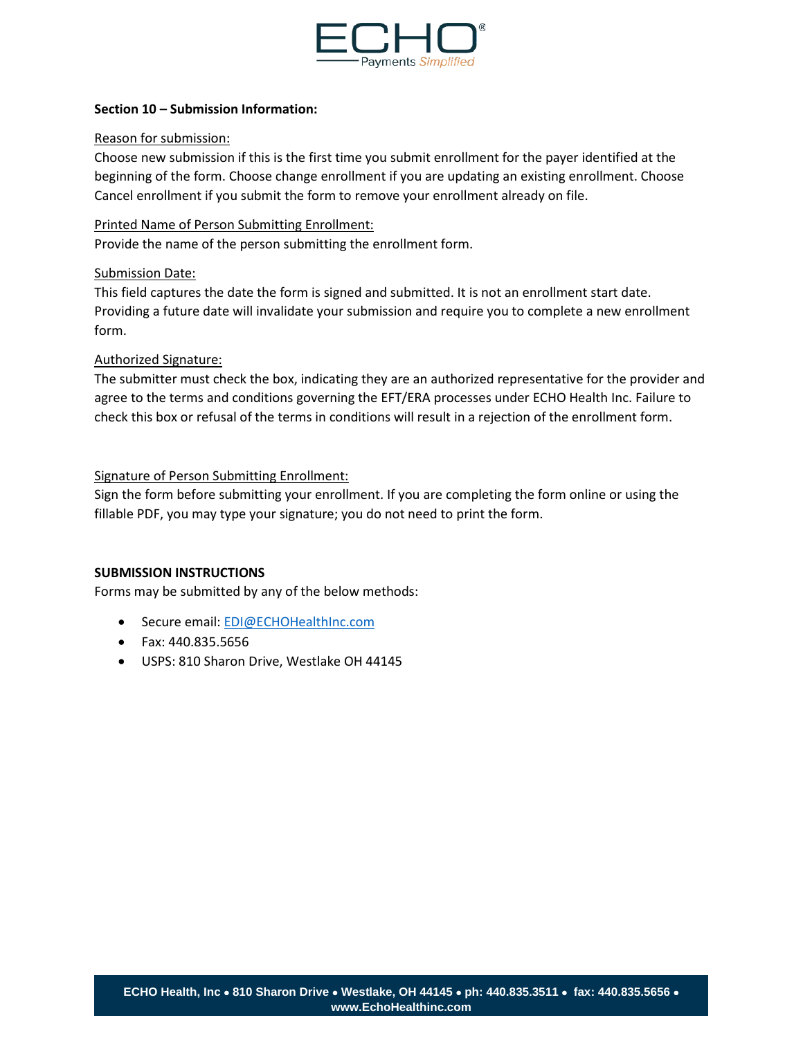**Section 10 – Submission Information:**

Reason for submission:
Choose new submission if this is the first time you submit enrollment for the payer identified at the beginning of the form. Choose change enrollment if you are updating an existing enrollment. Choose Cancel enrollment if you submit the form to remove your enrollment already on file.

Printed Name of Person Submitting Enrollment:
Provide the name of the person submitting the enrollment form.

Submission Date:
This field captures the date the form is signed and submitted. It is not an enrollment start date. Providing a future date will invalidate your submission and require you to complete a new enrollment form.

Authorized Signature:
The submitter must check the box, indicating they are an authorized representative for the provider and agree to the terms and conditions governing the EFT/ERA processes under ECHO Health Inc. Failure to check this box or refusal of the terms in conditions will result in a rejection of the enrollment form.

Signature of Person Submitting Enrollment:
Sign the form before submitting your enrollment. If you are completing the form online or using the fillable PDF, you may type your signature; you do not need to print the form.

**SUBMISSION INSTRUCTIONS**

Forms may be submitted by any of the below methods:

- Secure email: EDI@ECHOHealthInc.com
- Fax: 440.835.5656
- USPS: 810 Sharon Drive, Westlake OH 44145